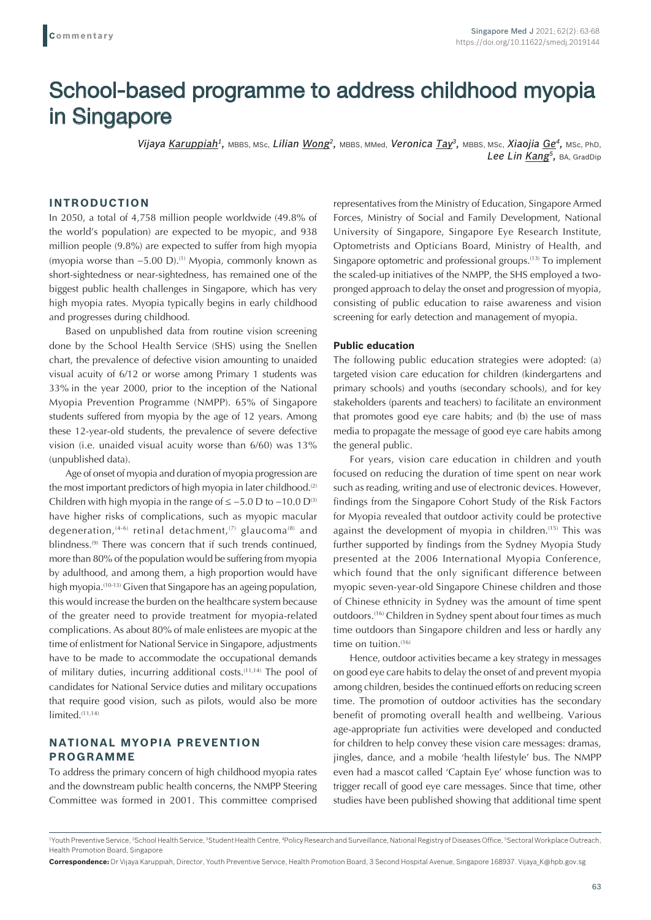**Commentary**

# School-based programme to address childhood myopia in Singapore

*Vijaya Karuppiah*[1], MBBS, MSc, *Lilian Wong*[2], MBBS, MMed, *Veronica Tay*[3], MBBS, MSc, *Xiaojia Ge*[4], MSc, PhD, *Lee Lin Kang*[5], BA, GradDip

## INTRODUCTION

In 2050, a total of 4,758 million people worldwide (49.8% of the world's population) are expected to be myopic, and 938 million people (9.8%) are expected to suffer from high myopia (myopia worse than −5.00 D).[1] Myopia, commonly known as short-sightedness or near-sightedness, has remained one of the biggest public health challenges in Singapore, which has very high myopia rates. Myopia typically begins in early childhood and progresses during childhood.

Based on unpublished data from routine vision screening done by the School Health Service (SHS) using the Snellen chart, the prevalence of defective vision amounting to unaided visual acuity of 6/12 or worse among Primary 1 students was 33% in the year 2000, prior to the inception of the National Myopia Prevention Programme (NMPP). 65% of Singapore students suffered from myopia by the age of 12 years. Among these 12-year-old students, the prevalence of severe defective vision (i.e. unaided visual acuity worse than 6/60) was 13% (unpublished data).

Age of onset of myopia and duration of myopia progression are the most important predictors of high myopia in later childhood.[2] Children with high myopia in the range of ≤ −5.0 D to −10.0 D[3] have higher risks of complications, such as myopic macular degeneration,[4-6] retinal detachment,[7] glaucoma[8] and blindness.[9] There was concern that if such trends continued, more than 80% of the population would be suffering from myopia by adulthood, and among them, a high proportion would have high myopia.[10-13] Given that Singapore has an ageing population, this would increase the burden on the healthcare system because of the greater need to provide treatment for myopia-related complications. As about 80% of male enlistees are myopic at the time of enlistment for National Service in Singapore, adjustments have to be made to accommodate the occupational demands of military duties, incurring additional costs.[11,14] The pool of candidates for National Service duties and military occupations that require good vision, such as pilots, would also be more limited.[11,14]

## NATIONAL MYOPIA PREVENTION PROGRAMME

To address the primary concern of high childhood myopia rates and the downstream public health concerns, the NMPP Steering Committee was formed in 2001. This committee comprised representatives from the Ministry of Education, Singapore Armed Forces, Ministry of Social and Family Development, National University of Singapore, Singapore Eye Research Institute, Optometrists and Opticians Board, Ministry of Health, and Singapore optometric and professional groups.[13] To implement the scaled-up initiatives of the NMPP, the SHS employed a two-pronged approach to delay the onset and progression of myopia, consisting of public education to raise awareness and vision screening for early detection and management of myopia.

### Public education

The following public education strategies were adopted: (a) targeted vision care education for children (kindergartens and primary schools) and youths (secondary schools), and for key stakeholders (parents and teachers) to facilitate an environment that promotes good eye care habits; and (b) the use of mass media to propagate the message of good eye care habits among the general public.

For years, vision care education in children and youth focused on reducing the duration of time spent on near work such as reading, writing and use of electronic devices. However, findings from the Singapore Cohort Study of the Risk Factors for Myopia revealed that outdoor activity could be protective against the development of myopia in children.[15] This was further supported by findings from the Sydney Myopia Study presented at the 2006 International Myopia Conference, which found that the only significant difference between myopic seven-year-old Singapore Chinese children and those of Chinese ethnicity in Sydney was the amount of time spent outdoors.[16] Children in Sydney spent about four times as much time outdoors than Singapore children and less or hardly any time on tuition.[16]

Hence, outdoor activities became a key strategy in messages on good eye care habits to delay the onset of and prevent myopia among children, besides the continued efforts on reducing screen time. The promotion of outdoor activities has the secondary benefit of promoting overall health and wellbeing. Various age-appropriate fun activities were developed and conducted for children to help convey these vision care messages: dramas, jingles, dance, and a mobile 'health lifestyle' bus. The NMPP even had a mascot called 'Captain Eye' whose function was to trigger recall of good eye care messages. Since that time, other studies have been published showing that additional time spent

---

[1]Youth Preventive Service, [2]School Health Service, [3]Student Health Centre, [4]Policy Research and Surveillance, National Registry of Diseases Office, [5]Sectoral Workplace Outreach, Health Promotion Board, Singapore

**Correspondence:** Dr Vijaya Karuppiah, Director, Youth Preventive Service, Health Promotion Board, 3 Second Hospital Avenue, Singapore 168937. Vijaya_K@hpb.gov.sg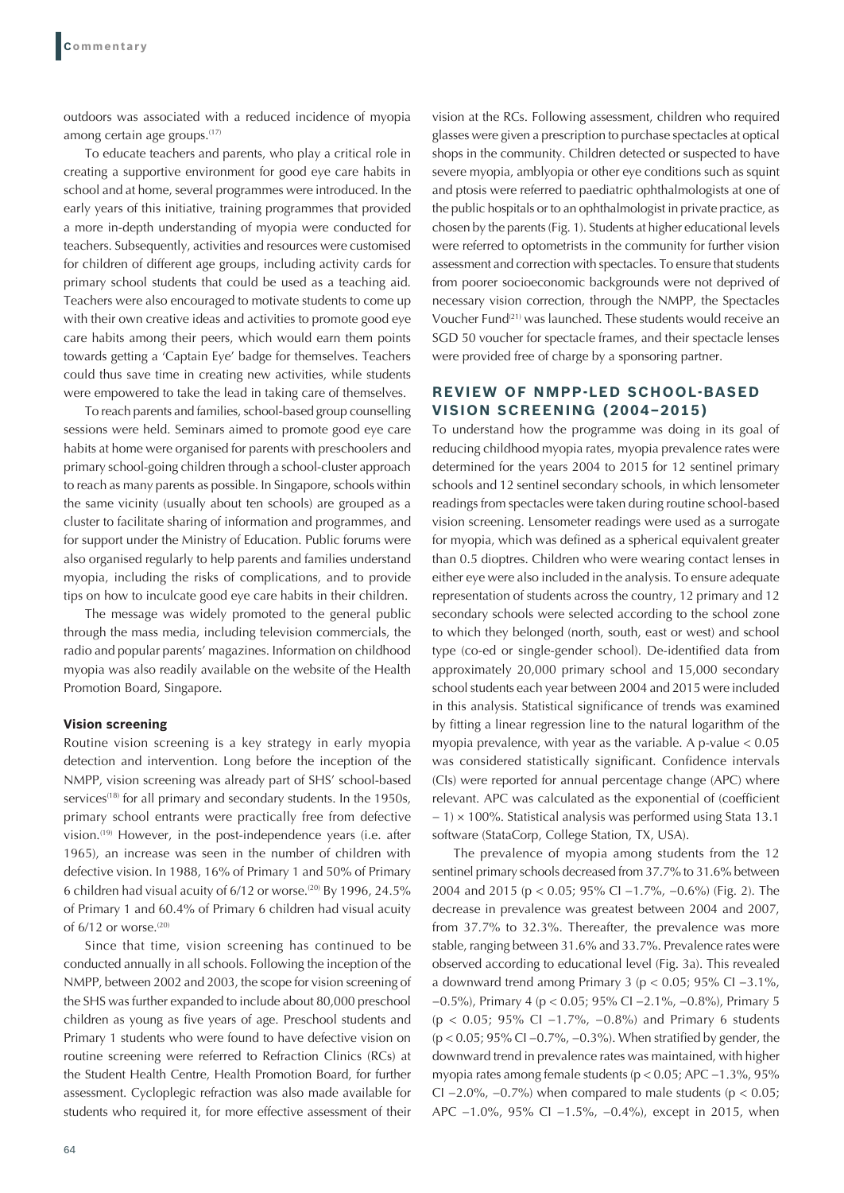outdoors was associated with a reduced incidence of myopia among certain age groups.[17]

To educate teachers and parents, who play a critical role in creating a supportive environment for good eye care habits in school and at home, several programmes were introduced. In the early years of this initiative, training programmes that provided a more in-depth understanding of myopia were conducted for teachers. Subsequently, activities and resources were customised for children of different age groups, including activity cards for primary school students that could be used as a teaching aid. Teachers were also encouraged to motivate students to come up with their own creative ideas and activities to promote good eye care habits among their peers, which would earn them points towards getting a 'Captain Eye' badge for themselves. Teachers could thus save time in creating new activities, while students were empowered to take the lead in taking care of themselves.

To reach parents and families, school-based group counselling sessions were held. Seminars aimed to promote good eye care habits at home were organised for parents with preschoolers and primary school-going children through a school-cluster approach to reach as many parents as possible. In Singapore, schools within the same vicinity (usually about ten schools) are grouped as a cluster to facilitate sharing of information and programmes, and for support under the Ministry of Education. Public forums were also organised regularly to help parents and families understand myopia, including the risks of complications, and to provide tips on how to inculcate good eye care habits in their children.

The message was widely promoted to the general public through the mass media, including television commercials, the radio and popular parents' magazines. Information on childhood myopia was also readily available on the website of the Health Promotion Board, Singapore.

### Vision screening

Routine vision screening is a key strategy in early myopia detection and intervention. Long before the inception of the NMPP, vision screening was already part of SHS' school-based services[18] for all primary and secondary students. In the 1950s, primary school entrants were practically free from defective vision.[19] However, in the post-independence years (i.e. after 1965), an increase was seen in the number of children with defective vision. In 1988, 16% of Primary 1 and 50% of Primary 6 children had visual acuity of 6/12 or worse.[20] By 1996, 24.5% of Primary 1 and 60.4% of Primary 6 children had visual acuity of 6/12 or worse.[20]

Since that time, vision screening has continued to be conducted annually in all schools. Following the inception of the NMPP, between 2002 and 2003, the scope for vision screening of the SHS was further expanded to include about 80,000 preschool children as young as five years of age. Preschool students and Primary 1 students who were found to have defective vision on routine screening were referred to Refraction Clinics (RCs) at the Student Health Centre, Health Promotion Board, for further assessment. Cycloplegic refraction was also made available for students who required it, for more effective assessment of their vision at the RCs. Following assessment, children who required glasses were given a prescription to purchase spectacles at optical shops in the community. Children detected or suspected to have severe myopia, amblyopia or other eye conditions such as squint and ptosis were referred to paediatric ophthalmologists at one of the public hospitals or to an ophthalmologist in private practice, as chosen by the parents (Fig. 1). Students at higher educational levels were referred to optometrists in the community for further vision assessment and correction with spectacles. To ensure that students from poorer socioeconomic backgrounds were not deprived of necessary vision correction, through the NMPP, the Spectacles Voucher Fund[21] was launched. These students would receive an SGD 50 voucher for spectacle frames, and their spectacle lenses were provided free of charge by a sponsoring partner.

## REVIEW OF NMPP-LED SCHOOL-BASED VISION SCREENING (2004–2015)

To understand how the programme was doing in its goal of reducing childhood myopia rates, myopia prevalence rates were determined for the years 2004 to 2015 for 12 sentinel primary schools and 12 sentinel secondary schools, in which lensometer readings from spectacles were taken during routine school-based vision screening. Lensometer readings were used as a surrogate for myopia, which was defined as a spherical equivalent greater than 0.5 dioptres. Children who were wearing contact lenses in either eye were also included in the analysis. To ensure adequate representation of students across the country, 12 primary and 12 secondary schools were selected according to the school zone to which they belonged (north, south, east or west) and school type (co-ed or single-gender school). De-identified data from approximately 20,000 primary school and 15,000 secondary school students each year between 2004 and 2015 were included in this analysis. Statistical significance of trends was examined by fitting a linear regression line to the natural logarithm of the myopia prevalence, with year as the variable. A p-value $< 0.05$ was considered statistically significant. Confidence intervals (CIs) were reported for annual percentage change (APC) where relevant. APC was calculated as the exponential of (coefficient $- 1) \times 100\%$. Statistical analysis was performed using Stata 13.1 software (StataCorp, College Station, TX, USA).

The prevalence of myopia among students from the 12 sentinel primary schools decreased from 37.7% to 31.6% between 2004 and 2015 ($p < 0.05$; 95% CI −1.7%, −0.6%) (Fig. 2). The decrease in prevalence was greatest between 2004 and 2007, from 37.7% to 32.3%. Thereafter, the prevalence was more stable, ranging between 31.6% and 33.7%. Prevalence rates were observed according to educational level (Fig. 3a). This revealed a downward trend among Primary 3 ($p < 0.05$; 95% CI −3.1%, −0.5%), Primary 4 ($p < 0.05$; 95% CI −2.1%, −0.8%), Primary 5 ($p < 0.05$; 95% CI −1.7%, −0.8%) and Primary 6 students ($p < 0.05$; 95% CI −0.7%, −0.3%). When stratified by gender, the downward trend in prevalence rates was maintained, with higher myopia rates among female students ($p < 0.05$; APC −1.3%, 95% CI −2.0%, −0.7%) when compared to male students ($p < 0.05$; APC −1.0%, 95% CI −1.5%, −0.4%), except in 2015, when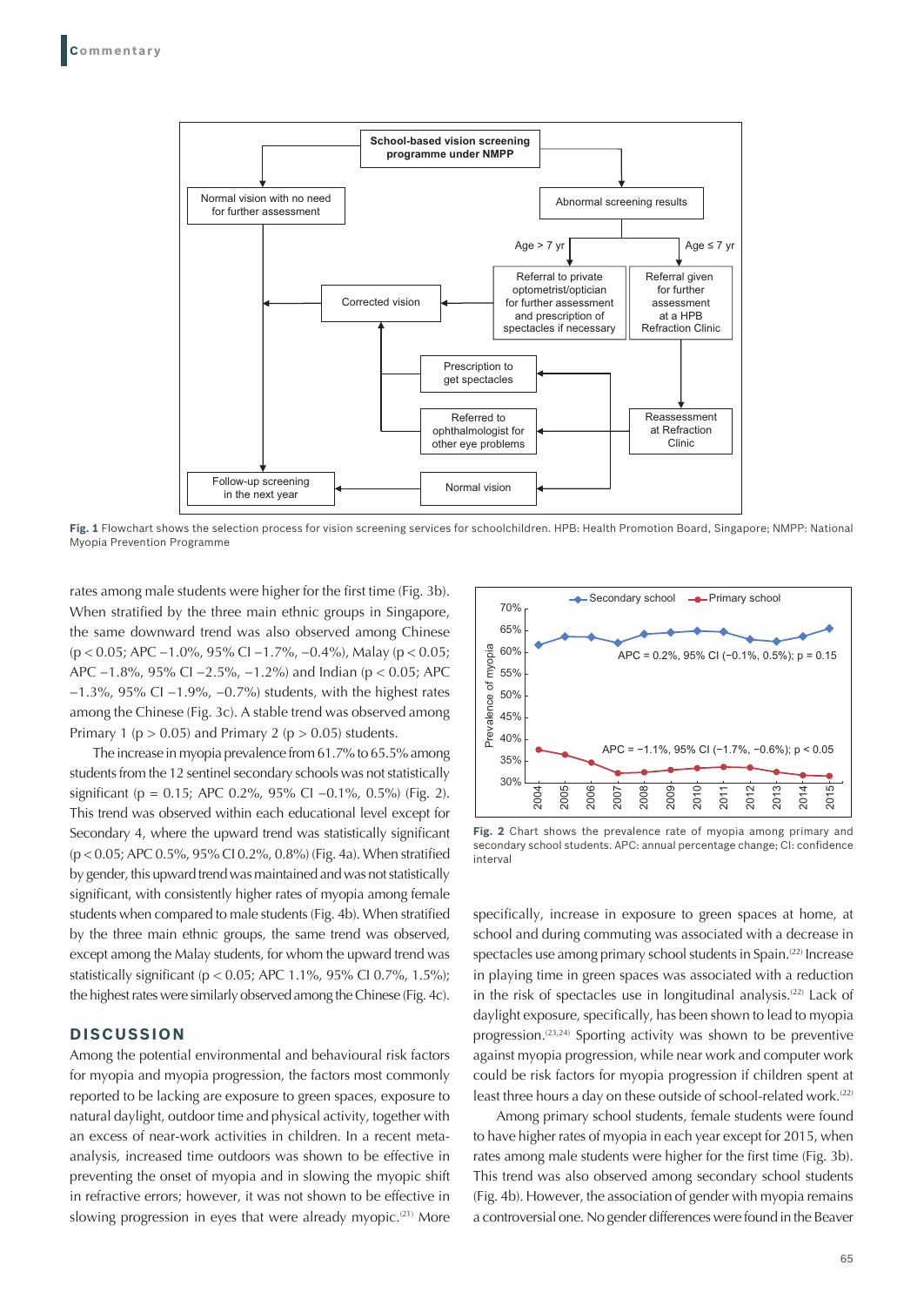Fig. 1 Flowchart shows the selection process for vision screening services for schoolchildren. HPB: Health Promotion Board, Singapore; NMPP: National Myopia Prevention Programme

rates among male students were higher for the first time (Fig. 3b). When stratified by the three main ethnic groups in Singapore, the same downward trend was also observed among Chinese ($p < 0.05$; APC −1.0%, 95% CI −1.7%, −0.4%), Malay ($p < 0.05$; APC −1.8%, 95% CI −2.5%, −1.2%) and Indian ($p < 0.05$; APC −1.3%, 95% CI −1.9%, −0.7%) students, with the highest rates among the Chinese (Fig. 3c). A stable trend was observed among Primary 1 ($p > 0.05$) and Primary 2 ($p > 0.05$) students.

The increase in myopia prevalence from 61.7% to 65.5% among students from the 12 sentinel secondary schools was not statistically significant ($p = 0.15$; APC 0.2%, 95% CI −0.1%, 0.5%) (Fig. 2). This trend was observed within each educational level except for Secondary 4, where the upward trend was statistically significant ($p < 0.05$; APC 0.5%, 95% CI 0.2%, 0.8%) (Fig. 4a). When stratified by gender, this upward trend was maintained and was not statistically significant, with consistently higher rates of myopia among female students when compared to male students (Fig. 4b). When stratified by the three main ethnic groups, the same trend was observed, except among the Malay students, for whom the upward trend was statistically significant ($p < 0.05$; APC 1.1%, 95% CI 0.7%, 1.5%); the highest rates were similarly observed among the Chinese (Fig. 4c).

Fig. 2 Chart shows the prevalence rate of myopia among primary and secondary school students. APC: annual percentage change; CI: confidence interval

## DISCUSSION

Among the potential environmental and behavioural risk factors for myopia and myopia progression, the factors most commonly reported to be lacking are exposure to green spaces, exposure to natural daylight, outdoor time and physical activity, together with an excess of near-work activities in children. In a recent meta-analysis, increased time outdoors was shown to be effective in preventing the onset of myopia and in slowing the myopic shift in refractive errors; however, it was not shown to be effective in slowing progression in eyes that were already myopic.[21] More specifically, increase in exposure to green spaces at home, at school and during commuting was associated with a decrease in spectacles use among primary school students in Spain.[22] Increase in playing time in green spaces was associated with a reduction in the risk of spectacles use in longitudinal analysis.[22] Lack of daylight exposure, specifically, has been shown to lead to myopia progression.[23,24] Sporting activity was shown to be preventive against myopia progression, while near work and computer work could be risk factors for myopia progression if children spent at least three hours a day on these outside of school-related work.[22]

Among primary school students, female students were found to have higher rates of myopia in each year except for 2015, when rates among male students were higher for the first time (Fig. 3b). This trend was also observed among secondary school students (Fig. 4b). However, the association of gender with myopia remains a controversial one. No gender differences were found in the Beaver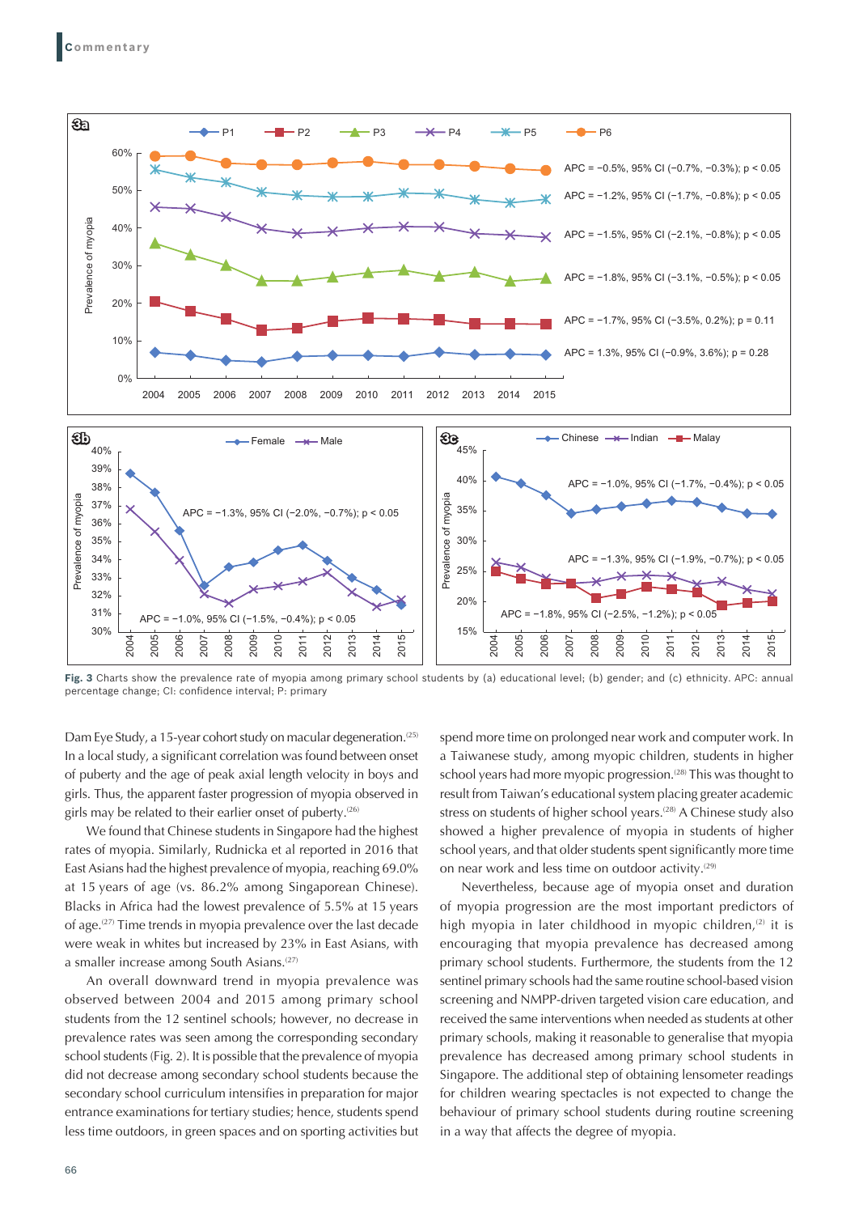**Fig. 3** Charts show the prevalence rate of myopia among primary school students by (a) educational level; (b) gender; and (c) ethnicity. APC: annual percentage change; CI: confidence interval; P: primary

Dam Eye Study, a 15-year cohort study on macular degeneration.[25] In a local study, a significant correlation was found between onset of puberty and the age of peak axial length velocity in boys and girls. Thus, the apparent faster progression of myopia observed in girls may be related to their earlier onset of puberty.[26]

We found that Chinese students in Singapore had the highest rates of myopia. Similarly, Rudnicka et al reported in 2016 that East Asians had the highest prevalence of myopia, reaching 69.0% at 15 years of age (vs. 86.2% among Singaporean Chinese). Blacks in Africa had the lowest prevalence of 5.5% at 15 years of age.[27] Time trends in myopia prevalence over the last decade were weak in whites but increased by 23% in East Asians, with a smaller increase among South Asians.[27]

An overall downward trend in myopia prevalence was observed between 2004 and 2015 among primary school students from the 12 sentinel schools; however, no decrease in prevalence rates was seen among the corresponding secondary school students (Fig. 2). It is possible that the prevalence of myopia did not decrease among secondary school students because the secondary school curriculum intensifies in preparation for major entrance examinations for tertiary studies; hence, students spend less time outdoors, in green spaces and on sporting activities but spend more time on prolonged near work and computer work. In a Taiwanese study, among myopic children, students in higher school years had more myopic progression.[28] This was thought to result from Taiwan's educational system placing greater academic stress on students of higher school years.[28] A Chinese study also showed a higher prevalence of myopia in students of higher school years, and that older students spent significantly more time on near work and less time on outdoor activity.[29]

Nevertheless, because age of myopia onset and duration of myopia progression are the most important predictors of high myopia in later childhood in myopic children,[2] it is encouraging that myopia prevalence has decreased among primary school students. Furthermore, the students from the 12 sentinel primary schools had the same routine school-based vision screening and NMPP-driven targeted vision care education, and received the same interventions when needed as students at other primary schools, making it reasonable to generalise that myopia prevalence has decreased among primary school students in Singapore. The additional step of obtaining lensometer readings for children wearing spectacles is not expected to change the behaviour of primary school students during routine screening in a way that affects the degree of myopia.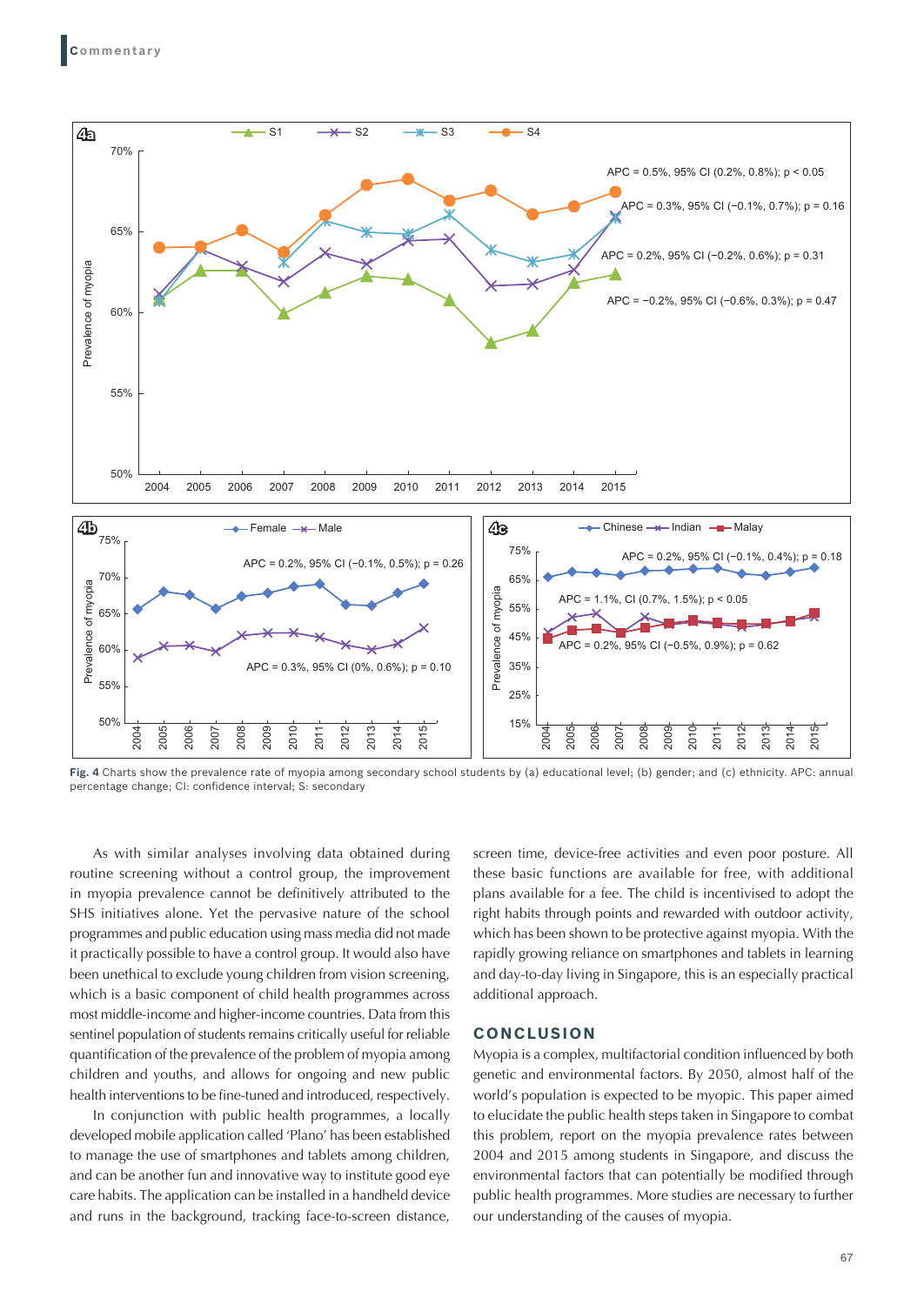Fig. 4 Charts show the prevalence rate of myopia among secondary school students by (a) educational level; (b) gender; and (c) ethnicity. APC: annual percentage change; CI: confidence interval; S: secondary

As with similar analyses involving data obtained during routine screening without a control group, the improvement in myopia prevalence cannot be definitively attributed to the SHS initiatives alone. Yet the pervasive nature of the school programmes and public education using mass media did not made it practically possible to have a control group. It would also have been unethical to exclude young children from vision screening, which is a basic component of child health programmes across most middle-income and higher-income countries. Data from this sentinel population of students remains critically useful for reliable quantification of the prevalence of the problem of myopia among children and youths, and allows for ongoing and new public health interventions to be fine-tuned and introduced, respectively.

In conjunction with public health programmes, a locally developed mobile application called 'Plano' has been established to manage the use of smartphones and tablets among children, and can be another fun and innovative way to institute good eye care habits. The application can be installed in a handheld device and runs in the background, tracking face-to-screen distance, screen time, device-free activities and even poor posture. All these basic functions are available for free, with additional plans available for a fee. The child is incentivised to adopt the right habits through points and rewarded with outdoor activity, which has been shown to be protective against myopia. With the rapidly growing reliance on smartphones and tablets in learning and day-to-day living in Singapore, this is an especially practical additional approach.

## CONCLUSION

Myopia is a complex, multifactorial condition influenced by both genetic and environmental factors. By 2050, almost half of the world's population is expected to be myopic. This paper aimed to elucidate the public health steps taken in Singapore to combat this problem, report on the myopia prevalence rates between 2004 and 2015 among students in Singapore, and discuss the environmental factors that can potentially be modified through public health programmes. More studies are necessary to further our understanding of the causes of myopia.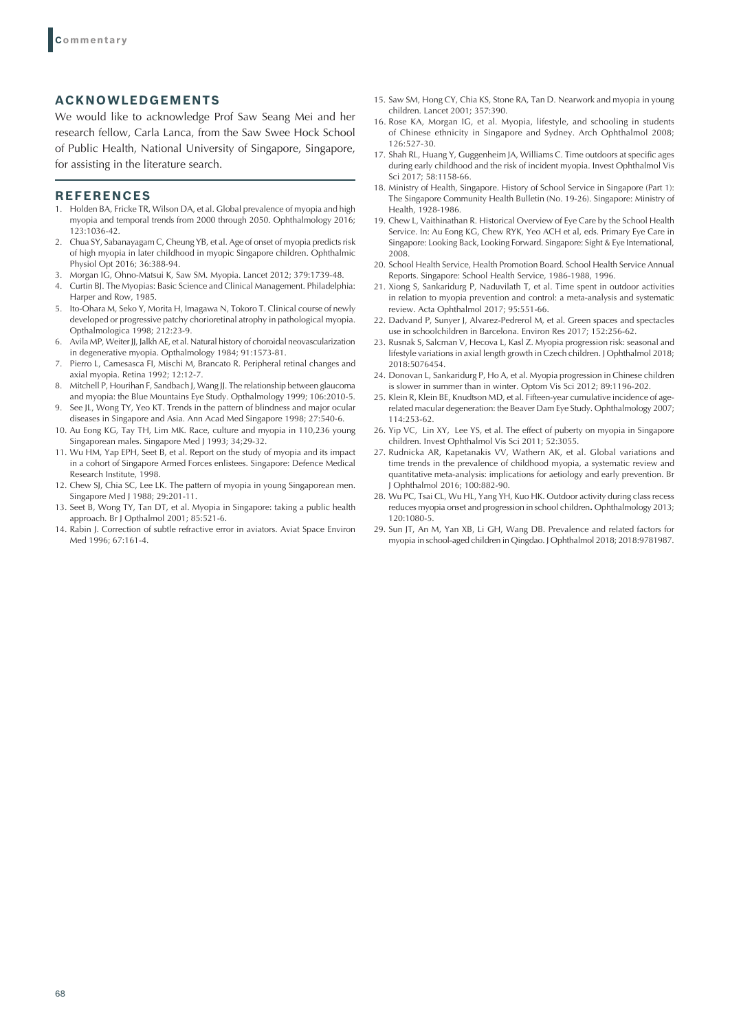## ACKNOWLEDGEMENTS

We would like to acknowledge Prof Saw Seang Mei and her research fellow, Carla Lanca, from the Saw Swee Hock School of Public Health, National University of Singapore, Singapore, for assisting in the literature search.

## REFERENCES

1. Holden BA, Fricke TR, Wilson DA, et al. Global prevalence of myopia and high myopia and temporal trends from 2000 through 2050. Ophthalmology 2016; 123:1036-42.
2. Chua SY, Sabanayagam C, Cheung YB, et al. Age of onset of myopia predicts risk of high myopia in later childhood in myopic Singapore children. Ophthalmic Physiol Opt 2016; 36:388-94.
3. Morgan IG, Ohno-Matsui K, Saw SM. Myopia. Lancet 2012; 379:1739-48.
4. Curtin BJ. The Myopias: Basic Science and Clinical Management. Philadelphia: Harper and Row, 1985.
5. Ito-Ohara M, Seko Y, Morita H, Imagawa N, Tokoro T. Clinical course of newly developed or progressive patchy chorioretinal atrophy in pathological myopia. Opthalmologica 1998; 212:23-9.
6. Avila MP, Weiter JJ, Jalkh AE, et al. Natural history of choroidal neovascularization in degenerative myopia. Opthalmology 1984; 91:1573-81.
7. Pierro L, Camesasca FI, Mischi M, Brancato R. Peripheral retinal changes and axial myopia. Retina 1992; 12:12-7.
8. Mitchell P, Hourihan F, Sandbach J, Wang JJ. The relationship between glaucoma and myopia: the Blue Mountains Eye Study. Opthalmology 1999; 106:2010-5.
9. See JL, Wong TY, Yeo KT. Trends in the pattern of blindness and major ocular diseases in Singapore and Asia. Ann Acad Med Singapore 1998; 27:540-6.
10. Au Eong KG, Tay TH, Lim MK. Race, culture and myopia in 110,236 young Singaporean males. Singapore Med J 1993; 34;29-32.
11. Wu HM, Yap EPH, Seet B, et al. Report on the study of myopia and its impact in a cohort of Singapore Armed Forces enlistees. Singapore: Defence Medical Research Institute, 1998.
12. Chew SJ, Chia SC, Lee LK. The pattern of myopia in young Singaporean men. Singapore Med J 1988; 29:201-11.
13. Seet B, Wong TY, Tan DT, et al. Myopia in Singapore: taking a public health approach. Br J Opthalmol 2001; 85:521-6.
14. Rabin J. Correction of subtle refractive error in aviators. Aviat Space Environ Med 1996; 67:161-4.
15. Saw SM, Hong CY, Chia KS, Stone RA, Tan D. Nearwork and myopia in young children. Lancet 2001; 357:390.
16. Rose KA, Morgan IG, et al. Myopia, lifestyle, and schooling in students of Chinese ethnicity in Singapore and Sydney. Arch Ophthalmol 2008; 126:527-30.
17. Shah RL, Huang Y, Guggenheim JA, Williams C. Time outdoors at specific ages during early childhood and the risk of incident myopia. Invest Ophthalmol Vis Sci 2017; 58:1158-66.
18. Ministry of Health, Singapore. History of School Service in Singapore (Part 1): The Singapore Community Health Bulletin (No. 19-26). Singapore: Ministry of Health, 1928-1986.
19. Chew L, Vaithinathan R. Historical Overview of Eye Care by the School Health Service. In: Au Eong KG, Chew RYK, Yeo ACH et al, eds. Primary Eye Care in Singapore: Looking Back, Looking Forward. Singapore: Sight & Eye International, 2008.
20. School Health Service, Health Promotion Board. School Health Service Annual Reports. Singapore: School Health Service, 1986-1988, 1996.
21. Xiong S, Sankaridurg P, Naduvilath T, et al. Time spent in outdoor activities in relation to myopia prevention and control: a meta-analysis and systematic review. Acta Ophthalmol 2017; 95:551-66.
22. Dadvand P, Sunyer J, Alvarez-Pedrerol M, et al. Green spaces and spectacles use in schoolchildren in Barcelona. Environ Res 2017; 152:256-62.
23. Rusnak S, Salcman V, Hecova L, Kasl Z. Myopia progression risk: seasonal and lifestyle variations in axial length growth in Czech children. J Ophthalmol 2018; 2018:5076454.
24. Donovan L, Sankaridurg P, Ho A, et al. Myopia progression in Chinese children is slower in summer than in winter. Optom Vis Sci 2012; 89:1196-202.
25. Klein R, Klein BE, Knudtson MD, et al. Fifteen-year cumulative incidence of age-related macular degeneration: the Beaver Dam Eye Study. Ophthalmology 2007; 114:253-62.
26. Yip VC, Lin XY, Lee YS, et al. The effect of puberty on myopia in Singapore children. Invest Ophthalmol Vis Sci 2011; 52:3055.
27. Rudnicka AR, Kapetanakis VV, Wathern AK, et al. Global variations and time trends in the prevalence of childhood myopia, a systematic review and quantitative meta-analysis: implications for aetiology and early prevention. Br J Ophthalmol 2016; 100:882-90.
28. Wu PC, Tsai CL, Wu HL, Yang YH, Kuo HK. Outdoor activity during class recess reduces myopia onset and progression in school children. Ophthalmology 2013; 120:1080-5.
29. Sun JT, An M, Yan XB, Li GH, Wang DB. Prevalence and related factors for myopia in school-aged children in Qingdao. J Ophthalmol 2018; 2018:9781987.